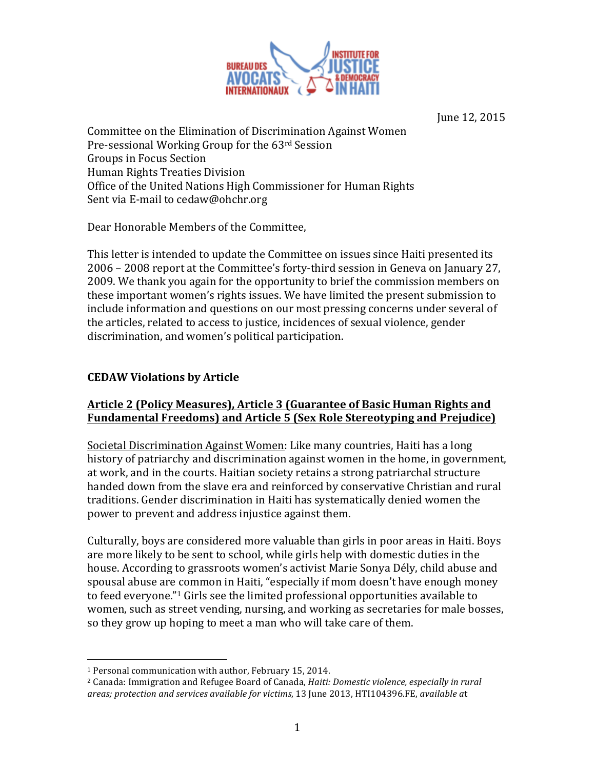June 12, 2015

Committee on the Elimination of Discrimination Against Women
Pre-sessional Working Group for the 63rd Session
Groups in Focus Section
Human Rights Treaties Division
Office of the United Nations High Commissioner for Human Rights
Sent via E-mail to cedaw@ohchr.org

Dear Honorable Members of the Committee,

This letter is intended to update the Committee on issues since Haiti presented its 2006 – 2008 report at the Committee's forty-third session in Geneva on January 27, 2009. We thank you again for the opportunity to brief the commission members on these important women's rights issues. We have limited the present submission to include information and questions on our most pressing concerns under several of the articles, related to access to justice, incidences of sexual violence, gender discrimination, and women's political participation.

## CEDAW Violations by Article

### Article 2 (Policy Measures), Article 3 (Guarantee of Basic Human Rights and Fundamental Freedoms) and Article 5 (Sex Role Stereotyping and Prejudice)

Societal Discrimination Against Women: Like many countries, Haiti has a long history of patriarchy and discrimination against women in the home, in government, at work, and in the courts. Haitian society retains a strong patriarchal structure handed down from the slave era and reinforced by conservative Christian and rural traditions. Gender discrimination in Haiti has systematically denied women the power to prevent and address injustice against them.

Culturally, boys are considered more valuable than girls in poor areas in Haiti. Boys are more likely to be sent to school, while girls help with domestic duties in the house. According to grassroots women's activist Marie Sonya Dély, child abuse and spousal abuse are common in Haiti, "especially if mom doesn't have enough money to feed everyone."[1] Girls see the limited professional opportunities available to women, such as street vending, nursing, and working as secretaries for male bosses, so they grow up hoping to meet a man who will take care of them.

---

[1] Personal communication with author, February 15, 2014.

[2] Canada: Immigration and Refugee Board of Canada, *Haiti: Domestic violence, especially in rural areas; protection and services available for victims*, 13 June 2013, HTI104396.FE, *available a*t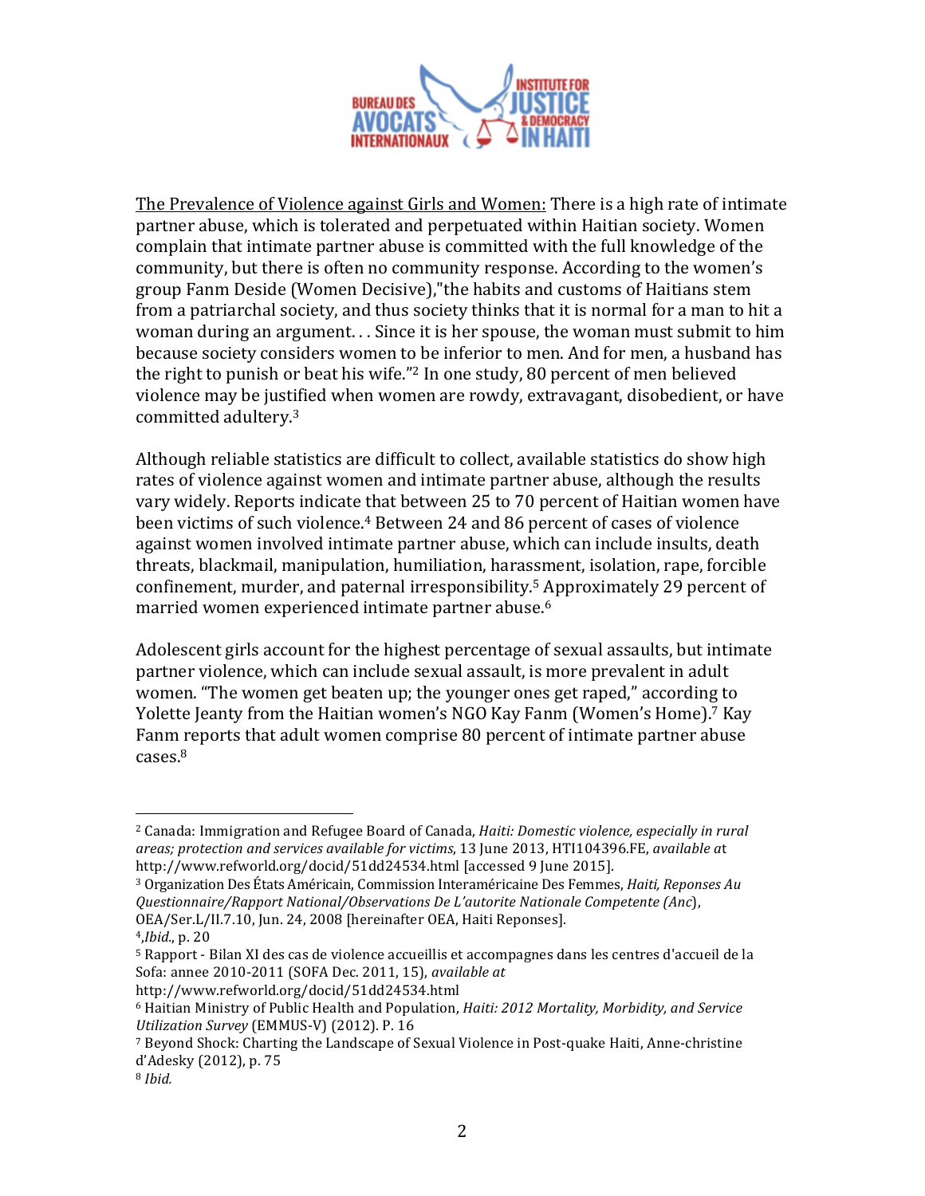<u>The Prevalence of Violence against Girls and Women:</u> There is a high rate of intimate partner abuse, which is tolerated and perpetuated within Haitian society. Women complain that intimate partner abuse is committed with the full knowledge of the community, but there is often no community response. According to the women's group Fanm Deside (Women Decisive),"the habits and customs of Haitians stem from a patriarchal society, and thus society thinks that it is normal for a man to hit a woman during an argument. . . Since it is her spouse, the woman must submit to him because society considers women to be inferior to men. And for men, a husband has the right to punish or beat his wife."[2] In one study, 80 percent of men believed violence may be justified when women are rowdy, extravagant, disobedient, or have committed adultery.[3]

Although reliable statistics are difficult to collect, available statistics do show high rates of violence against women and intimate partner abuse, although the results vary widely. Reports indicate that between 25 to 70 percent of Haitian women have been victims of such violence.[4] Between 24 and 86 percent of cases of violence against women involved intimate partner abuse, which can include insults, death threats, blackmail, manipulation, humiliation, harassment, isolation, rape, forcible confinement, murder, and paternal irresponsibility.[5] Approximately 29 percent of married women experienced intimate partner abuse.[6]

Adolescent girls account for the highest percentage of sexual assaults, but intimate partner violence, which can include sexual assault, is more prevalent in adult women. "The women get beaten up; the younger ones get raped," according to Yolette Jeanty from the Haitian women's NGO Kay Fanm (Women's Home).[7] Kay Fanm reports that adult women comprise 80 percent of intimate partner abuse cases.[8]

---

[2] Canada: Immigration and Refugee Board of Canada, *Haiti: Domestic violence, especially in rural areas; protection and services available for victims*, 13 June 2013, HTI104396.FE, *available a*t http://www.refworld.org/docid/51dd24534.html [accessed 9 June 2015].

[3] Organization Des États Américain, Commission Interaméricaine Des Femmes, *Haiti, Reponses Au Questionnaire/Rapport National/Observations De L'autorite Nationale Competente (Anc*), OEA/Ser.L/II.7.10, Jun. 24, 2008 [hereinafter OEA, Haiti Reponses].

[4] ,*Ibid*., p. 20

[5] Rapport - Bilan XI des cas de violence accueillis et accompagnes dans les centres d'accueil de la Sofa: annee 2010-2011 (SOFA Dec. 2011, 15), *available at* http://www.refworld.org/docid/51dd24534.html

[6] Haitian Ministry of Public Health and Population, *Haiti: 2012 Mortality, Morbidity, and Service Utilization Survey* (EMMUS-V) (2012). P. 16

[7] Beyond Shock: Charting the Landscape of Sexual Violence in Post-quake Haiti, Anne-christine d'Adesky (2012), p. 75

[8] *Ibid.*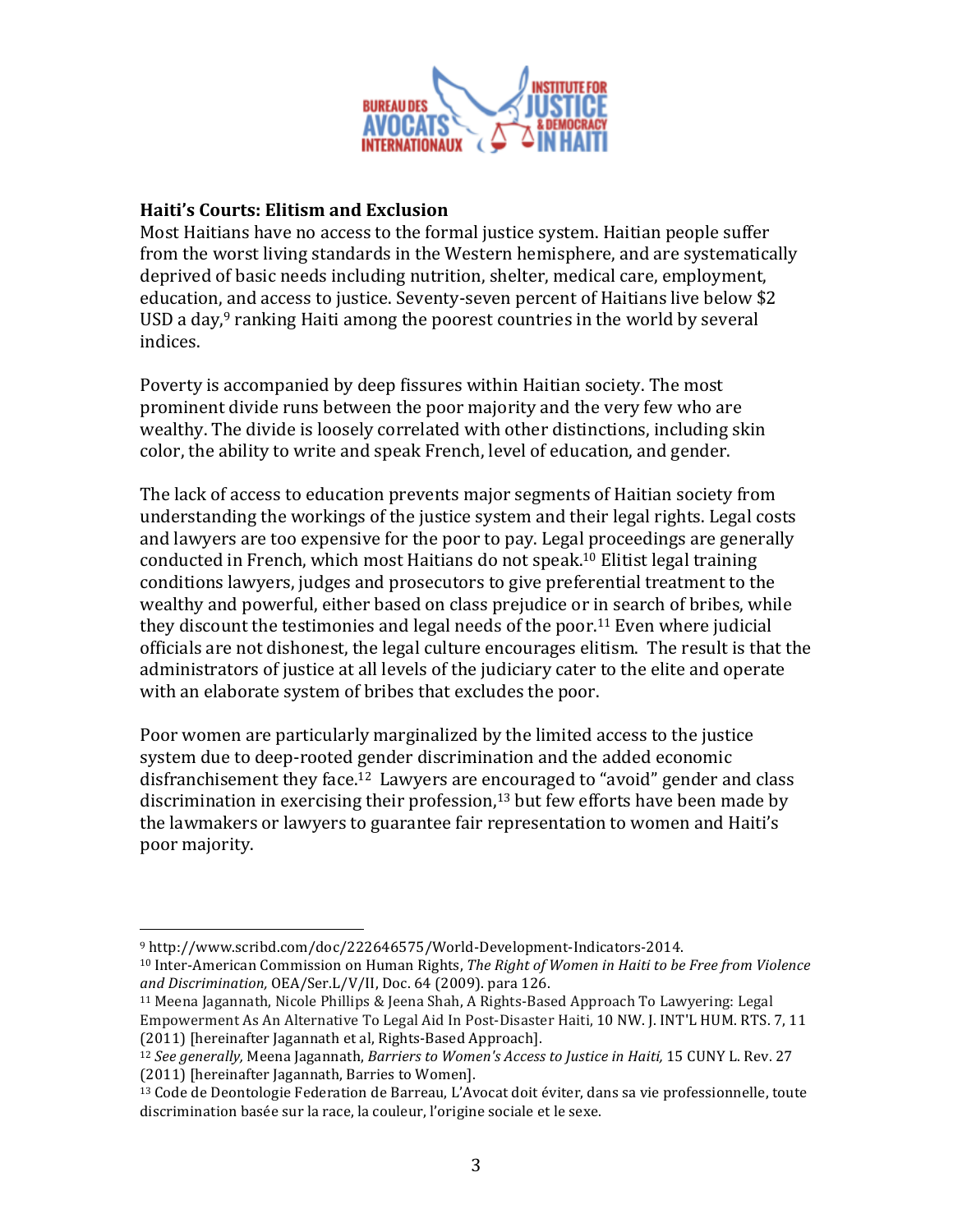## Haiti's Courts: Elitism and Exclusion

Most Haitians have no access to the formal justice system. Haitian people suffer from the worst living standards in the Western hemisphere, and are systematically deprived of basic needs including nutrition, shelter, medical care, employment, education, and access to justice. Seventy-seven percent of Haitians live below $2 USD a day,[9] ranking Haiti among the poorest countries in the world by several indices.

Poverty is accompanied by deep fissures within Haitian society. The most prominent divide runs between the poor majority and the very few who are wealthy. The divide is loosely correlated with other distinctions, including skin color, the ability to write and speak French, level of education, and gender.

The lack of access to education prevents major segments of Haitian society from understanding the workings of the justice system and their legal rights. Legal costs and lawyers are too expensive for the poor to pay. Legal proceedings are generally conducted in French, which most Haitians do not speak.[10] Elitist legal training conditions lawyers, judges and prosecutors to give preferential treatment to the wealthy and powerful, either based on class prejudice or in search of bribes, while they discount the testimonies and legal needs of the poor.[11] Even where judicial officials are not dishonest, the legal culture encourages elitism. The result is that the administrators of justice at all levels of the judiciary cater to the elite and operate with an elaborate system of bribes that excludes the poor.

Poor women are particularly marginalized by the limited access to the justice system due to deep-rooted gender discrimination and the added economic disfranchisement they face.[12] Lawyers are encouraged to "avoid" gender and class discrimination in exercising their profession,[13] but few efforts have been made by the lawmakers or lawyers to guarantee fair representation to women and Haiti's poor majority.

---

[9] http://www.scribd.com/doc/222646575/World-Development-Indicators-2014.

[10] Inter-American Commission on Human Rights, *The Right of Women in Haiti to be Free from Violence and Discrimination,* OEA/Ser.L/V/II, Doc. 64 (2009). para 126.

[11] Meena Jagannath, Nicole Phillips & Jeena Shah, A Rights-Based Approach To Lawyering: Legal Empowerment As An Alternative To Legal Aid In Post-Disaster Haiti, 10 NW. J. INT'L HUM. RTS. 7, 11 (2011) [hereinafter Jagannath et al, Rights-Based Approach].

[12] *See generally,* Meena Jagannath, *Barriers to Women's Access to Justice in Haiti,* 15 CUNY L. Rev. 27 (2011) [hereinafter Jagannath, Barries to Women].

[13] Code de Deontologie Federation de Barreau, L'Avocat doit éviter, dans sa vie professionnelle, toute discrimination basée sur la race, la couleur, l'origine sociale et le sexe.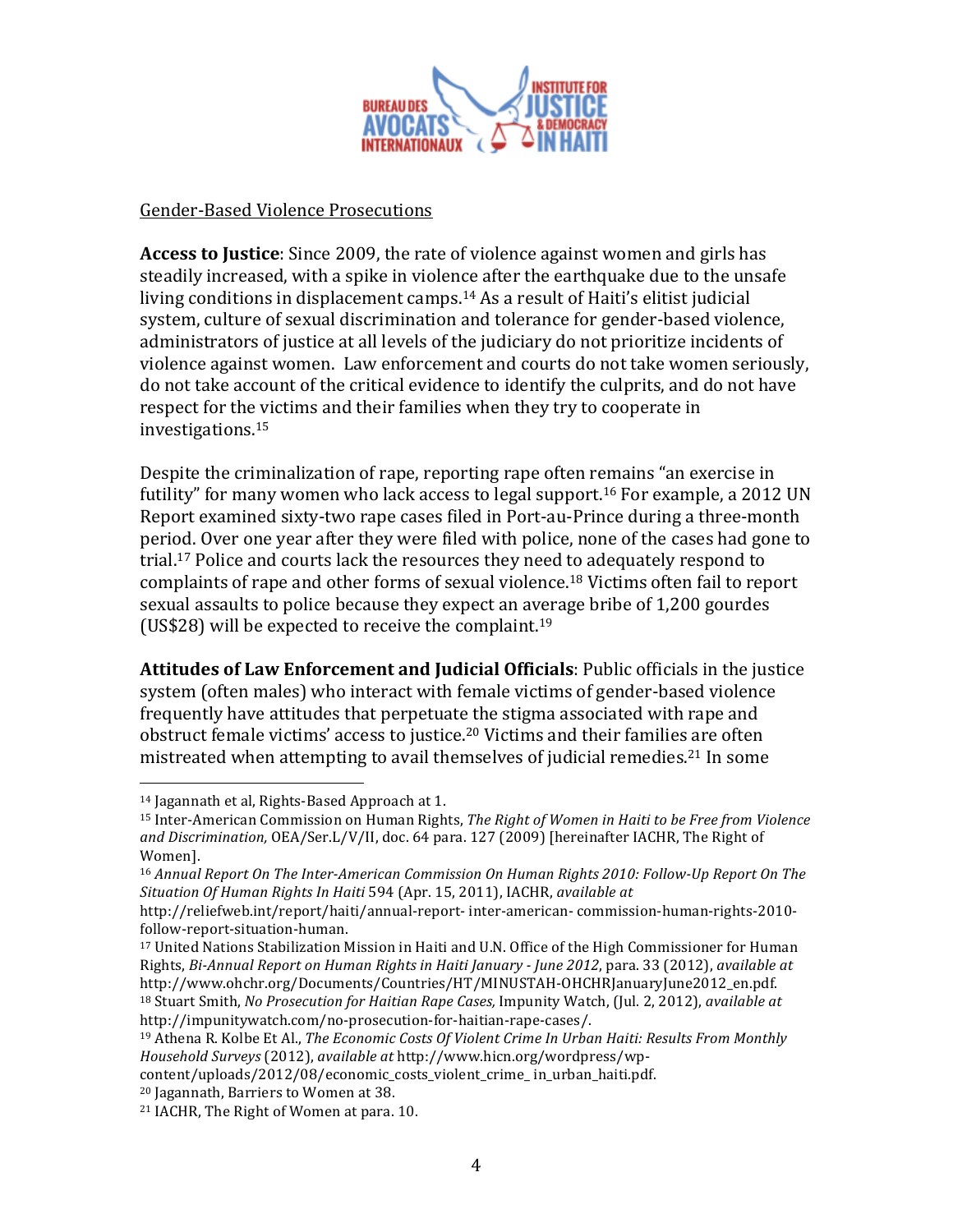Gender-Based Violence Prosecutions

**Access to Justice**: Since 2009, the rate of violence against women and girls has steadily increased, with a spike in violence after the earthquake due to the unsafe living conditions in displacement camps.[14] As a result of Haiti's elitist judicial system, culture of sexual discrimination and tolerance for gender-based violence, administrators of justice at all levels of the judiciary do not prioritize incidents of violence against women. Law enforcement and courts do not take women seriously, do not take account of the critical evidence to identify the culprits, and do not have respect for the victims and their families when they try to cooperate in investigations.[15]

Despite the criminalization of rape, reporting rape often remains "an exercise in futility" for many women who lack access to legal support.[16] For example, a 2012 UN Report examined sixty-two rape cases filed in Port-au-Prince during a three-month period. Over one year after they were filed with police, none of the cases had gone to trial.[17] Police and courts lack the resources they need to adequately respond to complaints of rape and other forms of sexual violence.[18] Victims often fail to report sexual assaults to police because they expect an average bribe of 1,200 gourdes (US$28) will be expected to receive the complaint.[19]

**Attitudes of Law Enforcement and Judicial Officials**: Public officials in the justice system (often males) who interact with female victims of gender-based violence frequently have attitudes that perpetuate the stigma associated with rape and obstruct female victims' access to justice.[20] Victims and their families are often mistreated when attempting to avail themselves of judicial remedies.[21] In some

---

[14] Jagannath et al, Rights-Based Approach at 1.

[15] Inter-American Commission on Human Rights, *The Right of Women in Haiti to be Free from Violence and Discrimination,* OEA/Ser.L/V/II, doc. 64 para. 127 (2009) [hereinafter IACHR, The Right of Women].

[16] *Annual Report On The Inter-American Commission On Human Rights 2010: Follow-Up Report On The Situation Of Human Rights In Haiti* 594 (Apr. 15, 2011), IACHR, *available at* http://reliefweb.int/report/haiti/annual-report- inter-american- commission-human-rights-2010-follow-report-situation-human.

[17] United Nations Stabilization Mission in Haiti and U.N. Office of the High Commissioner for Human Rights, *Bi-Annual Report on Human Rights in Haiti January - June 2012*, para. 33 (2012), *available at* http://www.ohchr.org/Documents/Countries/HT/MINUSTAH-OHCHRJanuaryJune2012_en.pdf.

[18] Stuart Smith, *No Prosecution for Haitian Rape Cases,* Impunity Watch, (Jul. 2, 2012), *available at* http://impunitywatch.com/no-prosecution-for-haitian-rape-cases/.

[19] Athena R. Kolbe Et Al., *The Economic Costs Of Violent Crime In Urban Haiti: Results From Monthly Household Surveys* (2012), *available at* http://www.hicn.org/wordpress/wp-content/uploads/2012/08/economic_costs_violent_crime_ in_urban_haiti.pdf.

[20] Jagannath, Barriers to Women at 38.

[21] IACHR, The Right of Women at para. 10.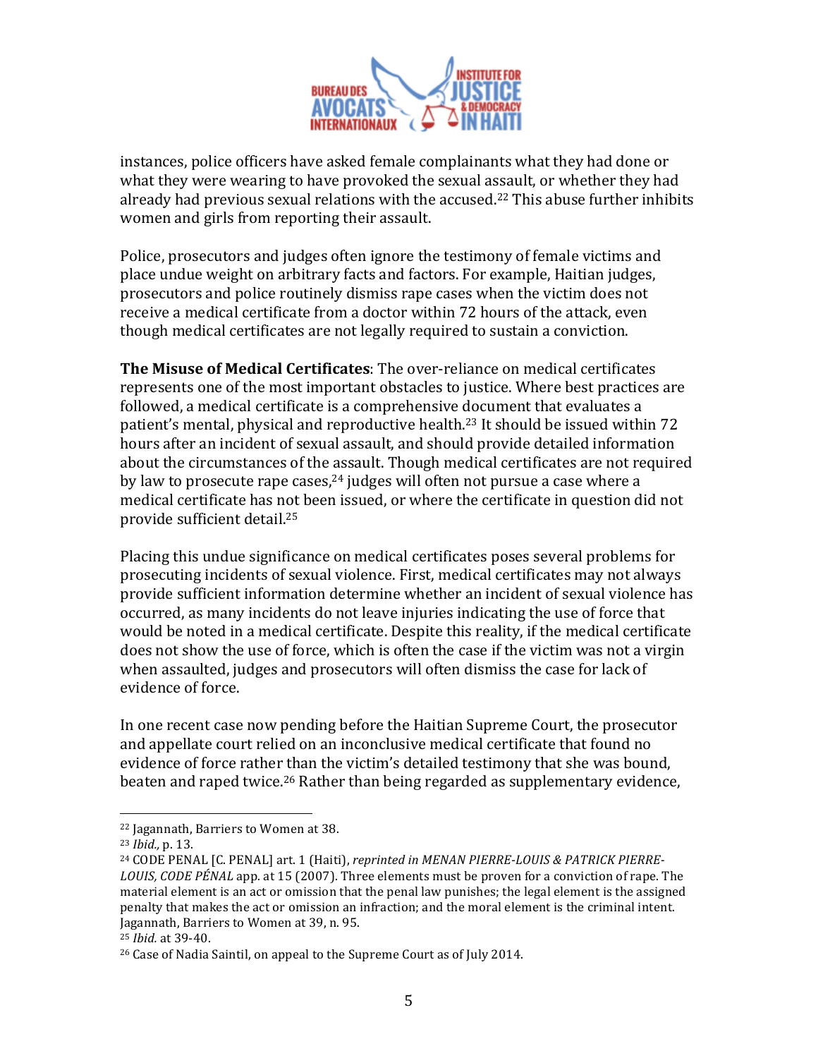instances, police officers have asked female complainants what they had done or what they were wearing to have provoked the sexual assault, or whether they had already had previous sexual relations with the accused.[22] This abuse further inhibits women and girls from reporting their assault.

Police, prosecutors and judges often ignore the testimony of female victims and place undue weight on arbitrary facts and factors. For example, Haitian judges, prosecutors and police routinely dismiss rape cases when the victim does not receive a medical certificate from a doctor within 72 hours of the attack, even though medical certificates are not legally required to sustain a conviction.

**The Misuse of Medical Certificates**: The over-reliance on medical certificates represents one of the most important obstacles to justice. Where best practices are followed, a medical certificate is a comprehensive document that evaluates a patient's mental, physical and reproductive health.[23] It should be issued within 72 hours after an incident of sexual assault, and should provide detailed information about the circumstances of the assault. Though medical certificates are not required by law to prosecute rape cases,[24] judges will often not pursue a case where a medical certificate has not been issued, or where the certificate in question did not provide sufficient detail.[25]

Placing this undue significance on medical certificates poses several problems for prosecuting incidents of sexual violence. First, medical certificates may not always provide sufficient information determine whether an incident of sexual violence has occurred, as many incidents do not leave injuries indicating the use of force that would be noted in a medical certificate. Despite this reality, if the medical certificate does not show the use of force, which is often the case if the victim was not a virgin when assaulted, judges and prosecutors will often dismiss the case for lack of evidence of force.

In one recent case now pending before the Haitian Supreme Court, the prosecutor and appellate court relied on an inconclusive medical certificate that found no evidence of force rather than the victim's detailed testimony that she was bound, beaten and raped twice.[26] Rather than being regarded as supplementary evidence,

---

[22] Jagannath, Barriers to Women at 38.

[23] *Ibid.*, p. 13.

[24] CODE PENAL [C. PENAL] art. 1 (Haiti), *reprinted in MENAN PIERRE-LOUIS & PATRICK PIERRE-LOUIS, CODE PÉNAL* app. at 15 (2007). Three elements must be proven for a conviction of rape. The material element is an act or omission that the penal law punishes; the legal element is the assigned penalty that makes the act or omission an infraction; and the moral element is the criminal intent. Jagannath, Barriers to Women at 39, n. 95.

[25] *Ibid.* at 39-40.

[26] Case of Nadia Saintil, on appeal to the Supreme Court as of July 2014.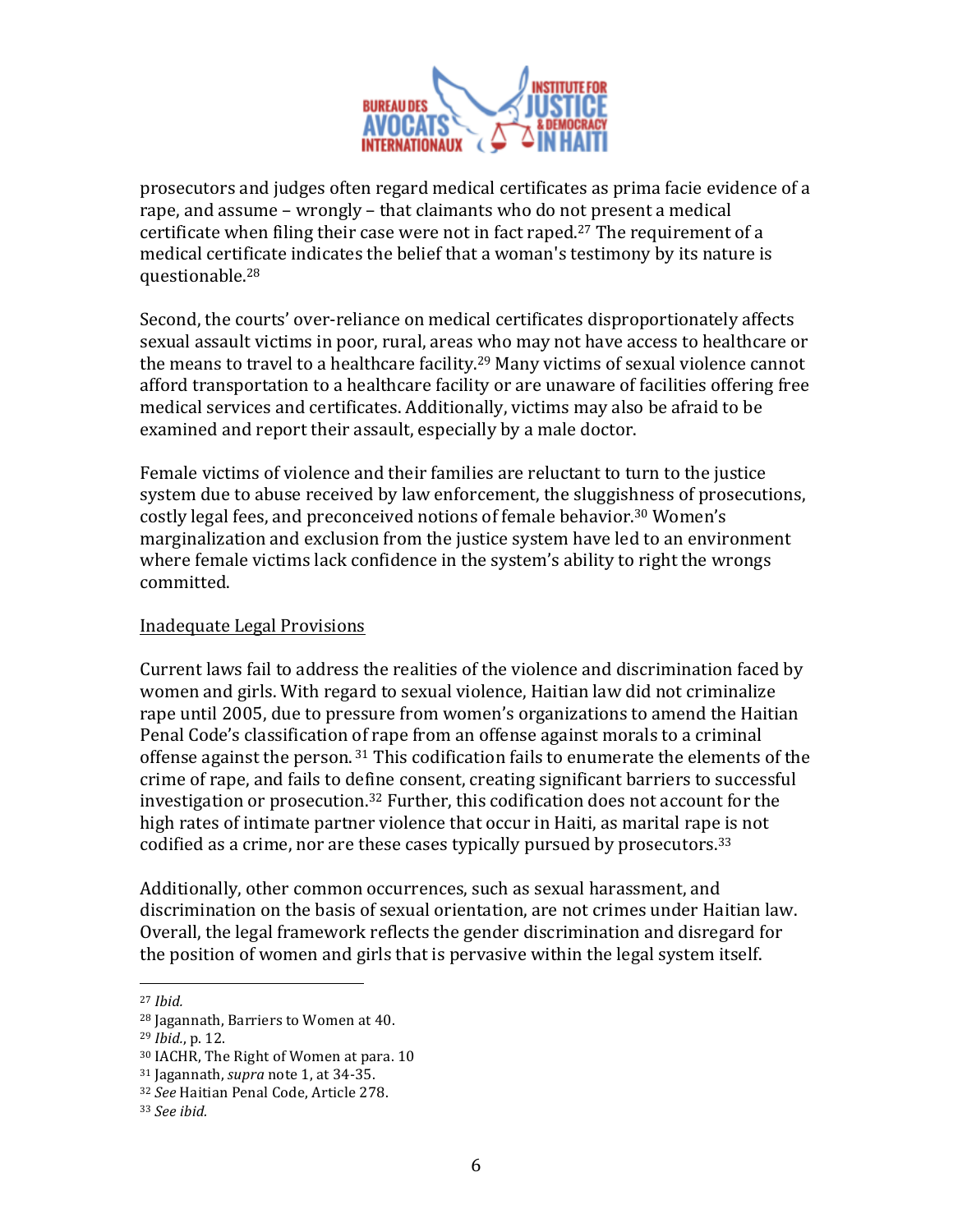prosecutors and judges often regard medical certificates as prima facie evidence of a rape, and assume – wrongly – that claimants who do not present a medical certificate when filing their case were not in fact raped.[27] The requirement of a medical certificate indicates the belief that a woman's testimony by its nature is questionable.[28]

Second, the courts' over-reliance on medical certificates disproportionately affects sexual assault victims in poor, rural, areas who may not have access to healthcare or the means to travel to a healthcare facility.[29] Many victims of sexual violence cannot afford transportation to a healthcare facility or are unaware of facilities offering free medical services and certificates. Additionally, victims may also be afraid to be examined and report their assault, especially by a male doctor.

Female victims of violence and their families are reluctant to turn to the justice system due to abuse received by law enforcement, the sluggishness of prosecutions, costly legal fees, and preconceived notions of female behavior.[30] Women's marginalization and exclusion from the justice system have led to an environment where female victims lack confidence in the system's ability to right the wrongs committed.

Inadequate Legal Provisions

Current laws fail to address the realities of the violence and discrimination faced by women and girls. With regard to sexual violence, Haitian law did not criminalize rape until 2005, due to pressure from women's organizations to amend the Haitian Penal Code's classification of rape from an offense against morals to a criminal offense against the person.[31] This codification fails to enumerate the elements of the crime of rape, and fails to define consent, creating significant barriers to successful investigation or prosecution.[32] Further, this codification does not account for the high rates of intimate partner violence that occur in Haiti, as marital rape is not codified as a crime, nor are these cases typically pursued by prosecutors.[33]

Additionally, other common occurrences, such as sexual harassment, and discrimination on the basis of sexual orientation, are not crimes under Haitian law. Overall, the legal framework reflects the gender discrimination and disregard for the position of women and girls that is pervasive within the legal system itself.

---

[27] *Ibid.*

[28] Jagannath, Barriers to Women at 40.

[29] *Ibid.*, p. 12.

[30] IACHR, The Right of Women at para. 10

[31] Jagannath, *supra* note 1, at 34-35.

[32] *See* Haitian Penal Code, Article 278.

[33] *See ibid.*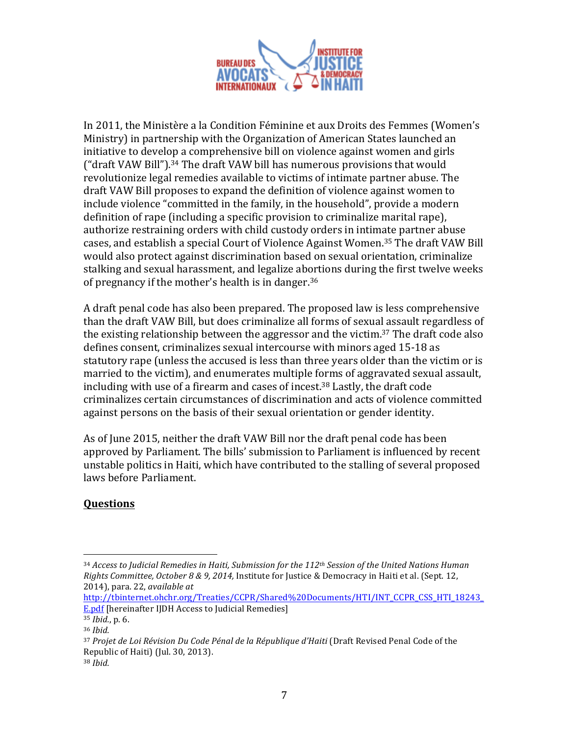In 2011, the Ministère a la Condition Féminine et aux Droits des Femmes (Women's Ministry) in partnership with the Organization of American States launched an initiative to develop a comprehensive bill on violence against women and girls ("draft VAW Bill").[34] The draft VAW bill has numerous provisions that would revolutionize legal remedies available to victims of intimate partner abuse. The draft VAW Bill proposes to expand the definition of violence against women to include violence "committed in the family, in the household", provide a modern definition of rape (including a specific provision to criminalize marital rape), authorize restraining orders with child custody orders in intimate partner abuse cases, and establish a special Court of Violence Against Women.[35] The draft VAW Bill would also protect against discrimination based on sexual orientation, criminalize stalking and sexual harassment, and legalize abortions during the first twelve weeks of pregnancy if the mother's health is in danger.[36]

A draft penal code has also been prepared. The proposed law is less comprehensive than the draft VAW Bill, but does criminalize all forms of sexual assault regardless of the existing relationship between the aggressor and the victim.[37] The draft code also defines consent, criminalizes sexual intercourse with minors aged 15-18 as statutory rape (unless the accused is less than three years older than the victim or is married to the victim), and enumerates multiple forms of aggravated sexual assault, including with use of a firearm and cases of incest.[38] Lastly, the draft code criminalizes certain circumstances of discrimination and acts of violence committed against persons on the basis of their sexual orientation or gender identity.

As of June 2015, neither the draft VAW Bill nor the draft penal code has been approved by Parliament. The bills' submission to Parliament is influenced by recent unstable politics in Haiti, which have contributed to the stalling of several proposed laws before Parliament.

**<u>Questions</u>**

---

[34] *Access to Judicial Remedies in Haiti, Submission for the 112th Session of the United Nations Human Rights Committee, October 8 & 9, 2014,* Institute for Justice & Democracy in Haiti et al. (Sept. 12, 2014), para. 22, *available at* http://tbinternet.ohchr.org/Treaties/CCPR/Shared%20Documents/HTI/INT_CCPR_CSS_HTI_18243_E.pdf [hereinafter IJDH Access to Judicial Remedies]

[35] *Ibid.*, p. 6.

[36] *Ibid.*

[37] *Projet de Loi Révision Du Code Pénal de la République d'Haiti* (Draft Revised Penal Code of the Republic of Haiti) (Jul. 30, 2013).

[38] *Ibid.*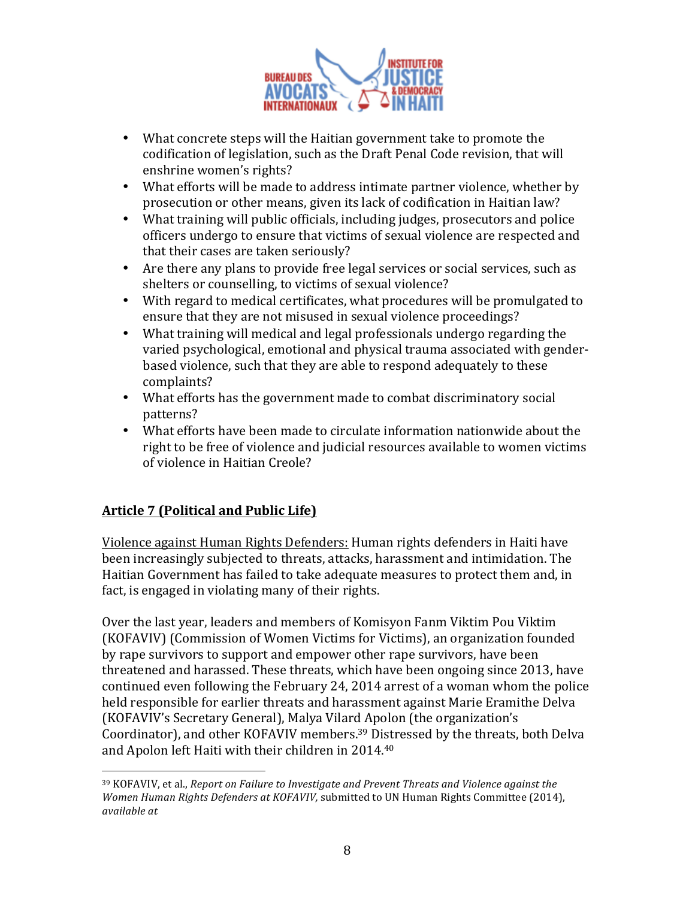- What concrete steps will the Haitian government take to promote the codification of legislation, such as the Draft Penal Code revision, that will enshrine women's rights?
- What efforts will be made to address intimate partner violence, whether by prosecution or other means, given its lack of codification in Haitian law?
- What training will public officials, including judges, prosecutors and police officers undergo to ensure that victims of sexual violence are respected and that their cases are taken seriously?
- Are there any plans to provide free legal services or social services, such as shelters or counselling, to victims of sexual violence?
- With regard to medical certificates, what procedures will be promulgated to ensure that they are not misused in sexual violence proceedings?
- What training will medical and legal professionals undergo regarding the varied psychological, emotional and physical trauma associated with gender-based violence, such that they are able to respond adequately to these complaints?
- What efforts has the government made to combat discriminatory social patterns?
- What efforts have been made to circulate information nationwide about the right to be free of violence and judicial resources available to women victims of violence in Haitian Creole?

## Article 7 (Political and Public Life)

Violence against Human Rights Defenders: Human rights defenders in Haiti have been increasingly subjected to threats, attacks, harassment and intimidation. The Haitian Government has failed to take adequate measures to protect them and, in fact, is engaged in violating many of their rights.

Over the last year, leaders and members of Komisyon Fanm Viktim Pou Viktim (KOFAVIV) (Commission of Women Victims for Victims), an organization founded by rape survivors to support and empower other rape survivors, have been threatened and harassed. These threats, which have been ongoing since 2013, have continued even following the February 24, 2014 arrest of a woman whom the police held responsible for earlier threats and harassment against Marie Eramithe Delva (KOFAVIV's Secretary General), Malya Vilard Apolon (the organization's Coordinator), and other KOFAVIV members.[39] Distressed by the threats, both Delva and Apolon left Haiti with their children in 2014.[40]

---

[39] KOFAVIV, et al., *Report on Failure to Investigate and Prevent Threats and Violence against the Women Human Rights Defenders at KOFAVIV,* submitted to UN Human Rights Committee (2014), *available at*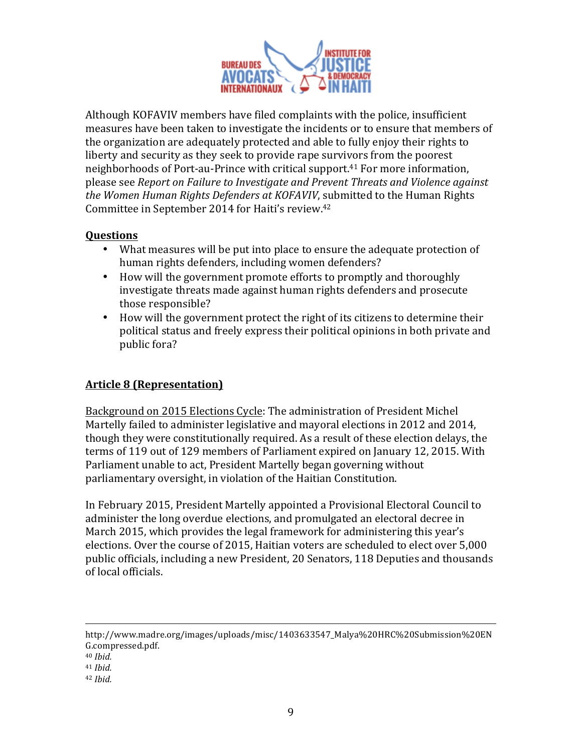Although KOFAVIV members have filed complaints with the police, insufficient measures have been taken to investigate the incidents or to ensure that members of the organization are adequately protected and able to fully enjoy their rights to liberty and security as they seek to provide rape survivors from the poorest neighborhoods of Port-au-Prince with critical support.[41] For more information, please see *Report on Failure to Investigate and Prevent Threats and Violence against the Women Human Rights Defenders at KOFAVIV*, submitted to the Human Rights Committee in September 2014 for Haiti's review.[42]

**Questions**

- What measures will be put into place to ensure the adequate protection of human rights defenders, including women defenders?
- How will the government promote efforts to promptly and thoroughly investigate threats made against human rights defenders and prosecute those responsible?
- How will the government protect the right of its citizens to determine their political status and freely express their political opinions in both private and public fora?

## Article 8 (Representation)

Background on 2015 Elections Cycle: The administration of President Michel Martelly failed to administer legislative and mayoral elections in 2012 and 2014, though they were constitutionally required. As a result of these election delays, the terms of 119 out of 129 members of Parliament expired on January 12, 2015. With Parliament unable to act, President Martelly began governing without parliamentary oversight, in violation of the Haitian Constitution.

In February 2015, President Martelly appointed a Provisional Electoral Council to administer the long overdue elections, and promulgated an electoral decree in March 2015, which provides the legal framework for administering this year's elections. Over the course of 2015, Haitian voters are scheduled to elect over 5,000 public officials, including a new President, 20 Senators, 118 Deputies and thousands of local officials.

---

http://www.madre.org/images/uploads/misc/1403633547_Malya%20HRC%20Submission%20ENG.compressed.pdf.

[40] *Ibid.*

[41] *Ibid.*

[42] *Ibid.*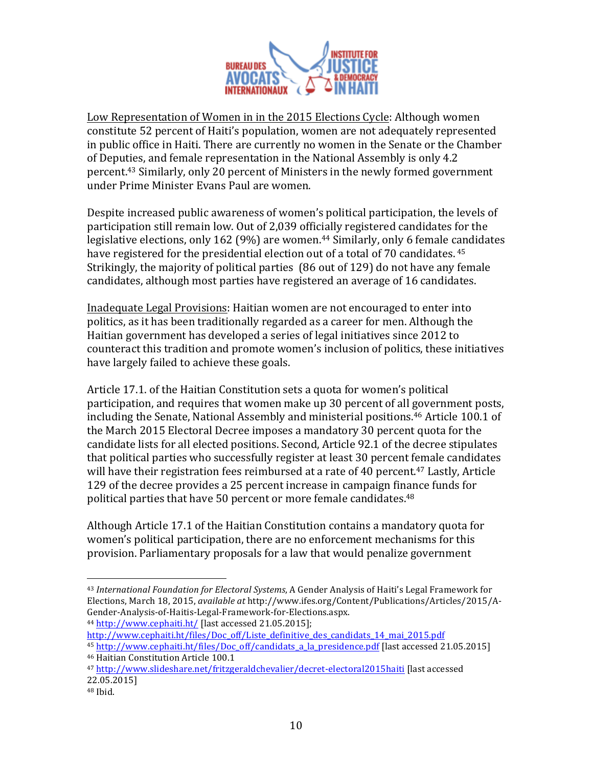Low Representation of Women in in the 2015 Elections Cycle: Although women constitute 52 percent of Haiti's population, women are not adequately represented in public office in Haiti. There are currently no women in the Senate or the Chamber of Deputies, and female representation in the National Assembly is only 4.2 percent.[43] Similarly, only 20 percent of Ministers in the newly formed government under Prime Minister Evans Paul are women.

Despite increased public awareness of women's political participation, the levels of participation still remain low. Out of 2,039 officially registered candidates for the legislative elections, only 162 (9%) are women.[44] Similarly, only 6 female candidates have registered for the presidential election out of a total of 70 candidates.[45] Strikingly, the majority of political parties (86 out of 129) do not have any female candidates, although most parties have registered an average of 16 candidates.

Inadequate Legal Provisions: Haitian women are not encouraged to enter into politics, as it has been traditionally regarded as a career for men. Although the Haitian government has developed a series of legal initiatives since 2012 to counteract this tradition and promote women's inclusion of politics, these initiatives have largely failed to achieve these goals.

Article 17.1. of the Haitian Constitution sets a quota for women's political participation, and requires that women make up 30 percent of all government posts, including the Senate, National Assembly and ministerial positions.[46] Article 100.1 of the March 2015 Electoral Decree imposes a mandatory 30 percent quota for the candidate lists for all elected positions. Second, Article 92.1 of the decree stipulates that political parties who successfully register at least 30 percent female candidates will have their registration fees reimbursed at a rate of 40 percent.[47] Lastly, Article 129 of the decree provides a 25 percent increase in campaign finance funds for political parties that have 50 percent or more female candidates.[48]

Although Article 17.1 of the Haitian Constitution contains a mandatory quota for women's political participation, there are no enforcement mechanisms for this provision. Parliamentary proposals for a law that would penalize government

---

[43] *International Foundation for Electoral Systems*, A Gender Analysis of Haiti's Legal Framework for Elections, March 18, 2015, *available at* http://www.ifes.org/Content/Publications/Articles/2015/A-Gender-Analysis-of-Haitis-Legal-Framework-for-Elections.aspx.

[44] http://www.cephaiti.ht/ [last accessed 21.05.2015]; http://www.cephaiti.ht/files/Doc_off/Liste_definitive_des_candidats_14_mai_2015.pdf

[45] http://www.cephaiti.ht/files/Doc_off/candidats_a_la_presidence.pdf [last accessed 21.05.2015]

[46] Haitian Constitution Article 100.1

[47] http://www.slideshare.net/fritzgeraldchevalier/decret-electoral2015haiti [last accessed 22.05.2015]

[48] Ibid.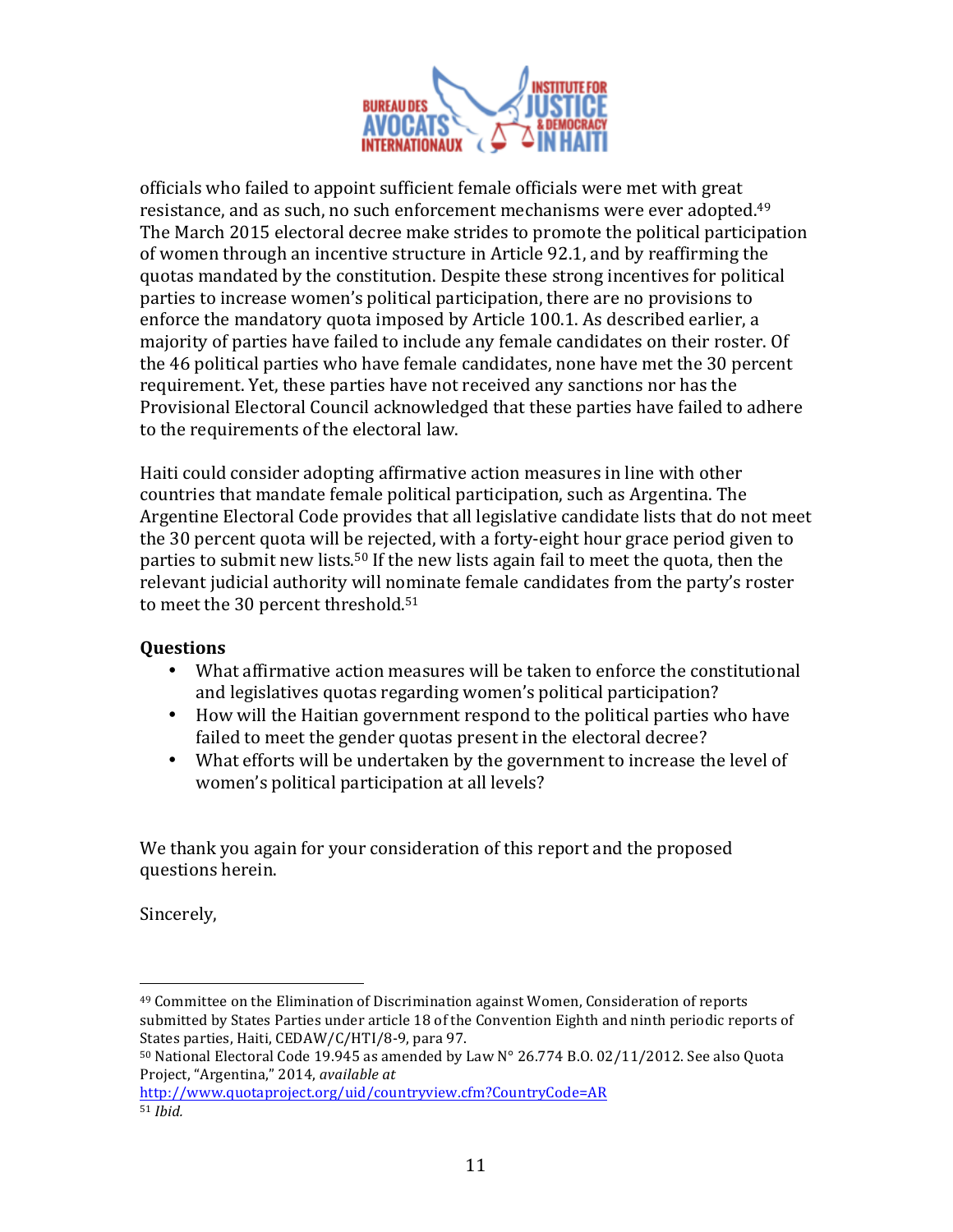officials who failed to appoint sufficient female officials were met with great resistance, and as such, no such enforcement mechanisms were ever adopted.[49] The March 2015 electoral decree make strides to promote the political participation of women through an incentive structure in Article 92.1, and by reaffirming the quotas mandated by the constitution. Despite these strong incentives for political parties to increase women's political participation, there are no provisions to enforce the mandatory quota imposed by Article 100.1. As described earlier, a majority of parties have failed to include any female candidates on their roster. Of the 46 political parties who have female candidates, none have met the 30 percent requirement. Yet, these parties have not received any sanctions nor has the Provisional Electoral Council acknowledged that these parties have failed to adhere to the requirements of the electoral law.

Haiti could consider adopting affirmative action measures in line with other countries that mandate female political participation, such as Argentina. The Argentine Electoral Code provides that all legislative candidate lists that do not meet the 30 percent quota will be rejected, with a forty-eight hour grace period given to parties to submit new lists.[50] If the new lists again fail to meet the quota, then the relevant judicial authority will nominate female candidates from the party's roster to meet the 30 percent threshold.[51]

**Questions**

- What affirmative action measures will be taken to enforce the constitutional and legislatives quotas regarding women's political participation?
- How will the Haitian government respond to the political parties who have failed to meet the gender quotas present in the electoral decree?
- What efforts will be undertaken by the government to increase the level of women's political participation at all levels?

We thank you again for your consideration of this report and the proposed questions herein.

Sincerely,

---

[49] Committee on the Elimination of Discrimination against Women, Consideration of reports submitted by States Parties under article 18 of the Convention Eighth and ninth periodic reports of States parties, Haiti, CEDAW/C/HTI/8-9, para 97.

[50] National Electoral Code 19.945 as amended by Law N° 26.774 B.O. 02/11/2012. See also Quota Project, "Argentina," 2014, *available at* http://www.quotaproject.org/uid/countryview.cfm?CountryCode=AR

[51] *Ibid.*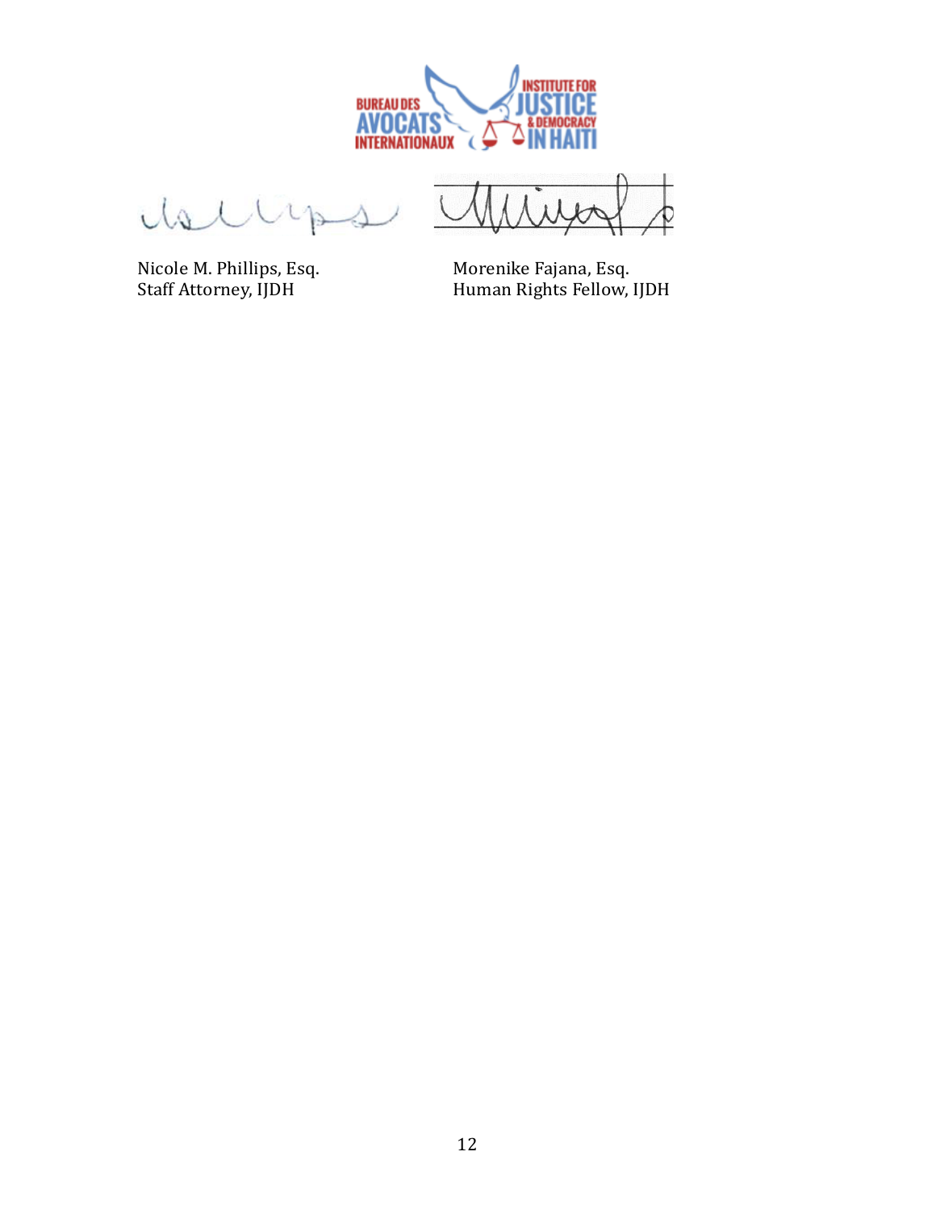Nicole M. Phillips, Esq.
Staff Attorney, IJDH

Morenike Fajana, Esq.
Human Rights Fellow, IJDH